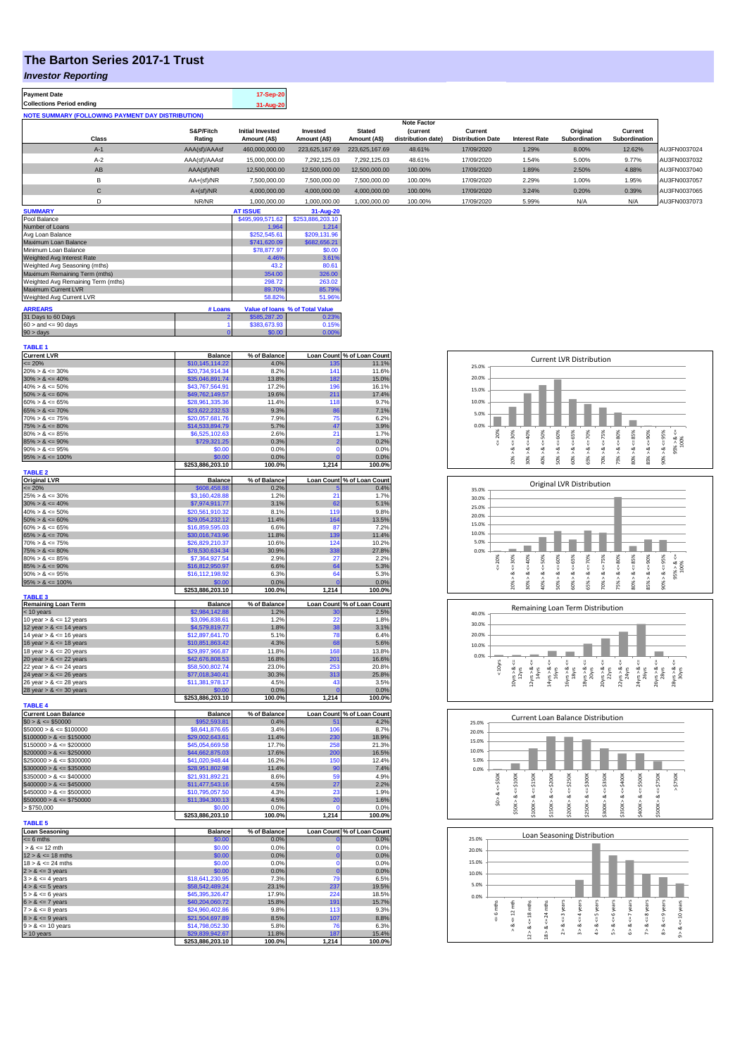# The Barton Series 2017-1 Trust

## *Investor Reporting*

| | |
|---|---|
| **Payment Date** | 17-Sep-20 |
| **Collections Period ending** | 31-Aug-20 |

**NOTE SUMMARY (FOLLOWING PAYMENT DAY DISTRIBUTION)**

| Class | S&P/Fitch Rating | Initial Invested Amount (A$) | Invested Amount (A$) | Stated Amount (A$) | Note Factor (current distribution date) | Current Distribution Date | Interest Rate | Original Subordination | Current Subordination | |
|---|---|---|---|---|---|---|---|---|---|---|
| A-1 | AAA(sf)/AAAsf | 460,000,000.00 | 223,625,167.69 | 223,625,167.69 | 48.61% | 17/09/2020 | 1.29% | 8.00% | 12.62% | AU3FN0037024 |
| A-2 | AAA(sf)/AAAsf | 15,000,000.00 | 7,292,125.03 | 7,292,125.03 | 48.61% | 17/09/2020 | 1.54% | 5.00% | 9.77% | AU3FN0037032 |
| AB | AAA(sf)/NR | 12,500,000.00 | 12,500,000.00 | 12,500,000.00 | 100.00% | 17/09/2020 | 1.89% | 2.50% | 4.88% | AU3FN0037040 |
| B | AA+(sf)/NR | 7,500,000.00 | 7,500,000.00 | 7,500,000.00 | 100.00% | 17/09/2020 | 2.29% | 1.00% | 1.95% | AU3FN0037057 |
| C | A+(sf)/NR | 4,000,000.00 | 4,000,000.00 | 4,000,000.00 | 100.00% | 17/09/2020 | 3.24% | 0.20% | 0.39% | AU3FN0037065 |
| D | NR/NR | 1,000,000.00 | 1,000,000.00 | 1,000,000.00 | 100.00% | 17/09/2020 | 5.99% | N/A | N/A | AU3FN0037073 |

| SUMMARY | AT ISSUE | 31-Aug-20 |
|---|---|---|
| Pool Balance | $495,999,571.62 | $253,886,203.10 |
| Number of Loans | 1,964 | 1,214 |
| Avg Loan Balance | $252,545.61 | $209,131.96 |
| Maximum Loan Balance | $741,620.09 | $682,656.21 |
| Minimum Loan Balance | $78,877.97 | $0.00 |
| Weighted Avg Interest Rate | 4.46% | 3.61% |
| Weighted Avg Seasoning (mths) | 43.2 | 80.61 |
| Maximum Remaining Term (mths) | 354.00 | 326.00 |
| Weighted Avg Remaining Term (mths) | 298.72 | 263.02 |
| Maximum Current LVR | 89.70% | 85.79% |
| Weighted Avg Current LVR | 58.82% | 51.96% |

| ARREARS | # Loans | Value of loans | % of Total Value |
|---|---|---|---|
| 31 Days to 60 Days | 2 | $585,287.20 | 0.23% |
| 60 > and <= 90 days | 1 | $383,673.93 | 0.15% |
| 90 > days | 0 | $0.00 | 0.00% |

**TABLE 1**

| Current LVR | Balance | % of Balance | Loan Count | % of Loan Count |
|---|---|---|---|---|
| <= 20% | $10,145,114.22 | 4.0% | 135 | 11.1% |
| 20% > & <= 30% | $20,734,914.34 | 8.2% | 141 | 11.6% |
| 30% > & <= 40% | $35,046,891.74 | 13.8% | 182 | 15.0% |
| 40% > & <= 50% | $43,767,564.91 | 17.2% | 196 | 16.1% |
| 50% > & <= 60% | $49,762,149.57 | 19.6% | 211 | 17.4% |
| 60% > & <= 65% | $28,961,335.36 | 11.4% | 118 | 9.7% |
| 65% > & <= 70% | $23,622,232.53 | 9.3% | 86 | 7.1% |
| 70% > & <= 75% | $20,057,681.76 | 7.9% | 75 | 6.2% |
| 75% > & <= 80% | $14,533,894.79 | 5.7% | 47 | 3.9% |
| 80% > & <= 85% | $6,525,102.63 | 2.6% | 21 | 1.7% |
| 85% > & <= 90% | $729,321.25 | 0.3% | 2 | 0.2% |
| 90% > & <= 95% | $0.00 | 0.0% | 0 | 0.0% |
| 95% > & <= 100% | $0.00 | 0.0% | 0 | 0.0% |
| | $253,886,203.10 | 100.0% | 1,214 | 100.0% |

**TABLE 2**

| Original LVR | Balance | % of Balance | Loan Count | % of Loan Count |
|---|---|---|---|---|
| <= 20% | $608,458.88 | 0.2% | 5 | 0.4% |
| 25% > & <= 30% | $3,160,428.88 | 1.2% | 21 | 1.7% |
| 30% > & <= 40% | $7,974,911.77 | 3.1% | 62 | 5.1% |
| 40% > & <= 50% | $20,561,910.32 | 8.1% | 119 | 9.8% |
| 50% > & <= 60% | $29,054,232.12 | 11.4% | 164 | 13.5% |
| 60% > & <= 65% | $16,859,595.03 | 6.6% | 87 | 7.2% |
| 65% > & <= 70% | $30,016,743.96 | 11.8% | 139 | 11.4% |
| 70% > & <= 75% | $26,829,210.37 | 10.6% | 124 | 10.2% |
| 75% > & <= 80% | $78,530,634.34 | 30.9% | 338 | 27.8% |
| 80% > & <= 85% | $7,364,927.54 | 2.9% | 27 | 2.2% |
| 85% > & <= 90% | $16,812,950.97 | 6.6% | 64 | 5.3% |
| 90% > & <= 95% | $16,112,198.92 | 6.3% | 64 | 5.3% |
| 95% > & <= 100% | $0.00 | 0.0% | 0 | 0.0% |
| | $253,886,203.10 | 100.0% | 1,214 | 100.0% |

**TABLE 3**

| Remaining Loan Term | Balance | % of Balance | Loan Count | % of Loan Count |
|---|---|---|---|---|
| < 10 years | $2,984,142.88 | 1.2% | 30 | 2.5% |
| 10 year > & <= 12 years | $3,096,838.61 | 1.2% | 22 | 1.8% |
| 12 year > & <= 14 years | $4,579,819.77 | 1.8% | 38 | 3.1% |
| 14 year > & <= 16 years | $12,897,641.70 | 5.1% | 78 | 6.4% |
| 16 year > & <= 18 years | $10,851,863.42 | 4.3% | 68 | 5.6% |
| 18 year > & <= 20 years | $29,897,966.87 | 11.8% | 168 | 13.8% |
| 20 year > & <= 22 years | $42,676,808.53 | 16.8% | 201 | 16.6% |
| 22 year > & <= 24 years | $58,500,802.74 | 23.0% | 253 | 20.8% |
| 24 year > & <= 26 years | $77,018,340.41 | 30.3% | 313 | 25.8% |
| 26 year > & <= 28 years | $11,381,978.17 | 4.5% | 43 | 3.5% |
| 28 year > & <= 30 years | $0.00 | 0.0% | 0 | 0.0% |
| | $253,886,203.10 | 100.0% | 1,214 | 100.0% |

**TABLE 4**

| Current Loan Balance | Balance | % of Balance | Loan Count | % of Loan Count |
|---|---|---|---|---|
| $0 > & <= $50000 | $952,593.81 | 0.4% | 51 | 4.2% |
| $50000 > & <= $100000 | $8,641,876.65 | 3.4% | 106 | 8.7% |
| $100000 > & <= $150000 | $29,002,643.61 | 11.4% | 230 | 18.9% |
| $150000 > & <= $200000 | $45,054,669.58 | 17.7% | 258 | 21.3% |
| $200000 > & <= $250000 | $44,662,875.03 | 17.6% | 200 | 16.5% |
| $250000 > & <= $300000 | $41,020,948.44 | 16.2% | 150 | 12.4% |
| $300000 > & <= $350000 | $28,951,802.98 | 11.4% | 90 | 7.4% |
| $350000 > & <= $400000 | $21,931,892.21 | 8.6% | 59 | 4.9% |
| $400000 > & <= $450000 | $11,477,543.16 | 4.5% | 27 | 2.2% |
| $450000 > & <= $500000 | $10,795,057.50 | 4.3% | 23 | 1.9% |
| $500000 > & <= $750000 | $11,394,300.13 | 4.5% | 20 | 1.6% |
| > $750,000 | $0.00 | 0.0% | 0 | 0.0% |
| | $253,886,203.10 | 100.0% | 1,214 | 100.0% |

**TABLE 5**

| Loan Seasoning | Balance | % of Balance | Loan Count | % of Loan Count |
|---|---|---|---|---|
| <= 6 mths | $0.00 | 0.0% | 0 | 0.0% |
| > & <= 12 mth | $0.00 | 0.0% | 0 | 0.0% |
| 12 > & <= 18 mths | $0.00 | 0.0% | 0 | 0.0% |
| 18 > & <= 24 mths | $0.00 | 0.0% | 0 | 0.0% |
| 2 > & <= 3 years | $0.00 | 0.0% | 0 | 0.0% |
| 3 > & <= 4 years | $18,641,230.95 | 7.3% | 79 | 6.5% |
| 4 > & <= 5 years | $58,542,489.24 | 23.1% | 237 | 19.5% |
| 5 > & <= 6 years | $45,395,326.47 | 17.9% | 224 | 18.5% |
| 6 > & <= 7 years | $40,204,060.72 | 15.8% | 191 | 15.7% |
| 7 > & <= 8 years | $24,960,402.86 | 9.8% | 113 | 9.3% |
| 8 > & <= 9 years | $21,504,697.89 | 8.5% | 107 | 8.8% |
| 9 > & <= 10 years | $14,798,052.30 | 5.8% | 76 | 6.3% |
| > 10 years | $29,839,942.67 | 11.8% | 187 | 15.4% |
| | $253,886,203.10 | 100.0% | 1,214 | 100.0% |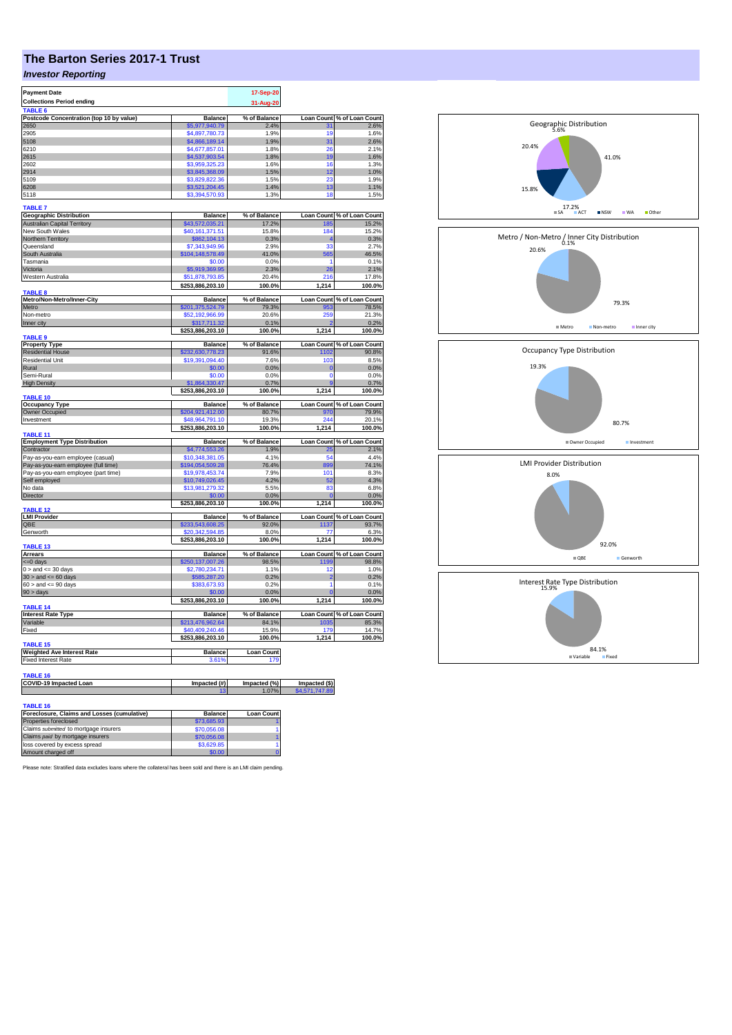# The Barton Series 2017-1 Trust

## *Investor Reporting*

| Payment Date | 17-Sep-20 |
|---|---|
| Collections Period ending | 31-Aug-20 |

**TABLE 6**

| Postcode Concentration (top 10 by value) | Balance | % of Balance | Loan Count | % of Loan Count |
|---|---|---|---|---|
| 2650 | $5,977,940.79 | 2.4% | 31 | 2.6% |
| 2905 | $4,897,780.73 | 1.9% | 19 | 1.6% |
| 5108 | $4,866,189.14 | 1.9% | 31 | 2.6% |
| 6210 | $4,677,857.01 | 1.8% | 26 | 2.1% |
| 2615 | $4,537,903.54 | 1.8% | 19 | 1.6% |
| 2602 | $3,959,325.23 | 1.6% | 16 | 1.3% |
| 2914 | $3,845,368.09 | 1.5% | 12 | 1.0% |
| 5109 | $3,829,822.36 | 1.5% | 23 | 1.9% |
| 6208 | $3,521,204.45 | 1.4% | 13 | 1.1% |
| 5118 | $3,394,570.93 | 1.3% | 18 | 1.5% |

**TABLE 7**

| Geographic Distribution | Balance | % of Balance | Loan Count | % of Loan Count |
|---|---|---|---|---|
| Australian Capital Territory | $43,572,035.21 | 17.2% | 185 | 15.2% |
| New South Wales | $40,161,371.51 | 15.8% | 184 | 15.2% |
| Northern Territory | $862,104.13 | 0.3% | 4 | 0.3% |
| Queensland | $7,343,949.96 | 2.9% | 33 | 2.7% |
| South Australia | $104,148,578.49 | 41.0% | 565 | 46.5% |
| Tasmania | $0.00 | 0.0% | 1 | 0.1% |
| Victoria | $5,919,369.95 | 2.3% | 26 | 2.1% |
| Western Australia | $51,878,793.85 | 20.4% | 216 | 17.8% |
| | $253,886,203.10 | 100.0% | 1,214 | 100.0% |

**TABLE 8**

| Metro/Non-Metro/Inner-City | Balance | % of Balance | Loan Count | % of Loan Count |
|---|---|---|---|---|
| Metro | $201,375,524.79 | 79.3% | 953 | 78.5% |
| Non-metro | $52,192,966.99 | 20.6% | 259 | 21.3% |
| Inner city | $317,711.32 | 0.1% | 2 | 0.2% |
| | $253,886,203.10 | 100.0% | 1,214 | 100.0% |

**TABLE 9**

| Property Type | Balance | % of Balance | Loan Count | % of Loan Count |
|---|---|---|---|---|
| Residential House | $232,630,778.23 | 91.6% | 1102 | 90.8% |
| Residential Unit | $19,391,094.40 | 7.6% | 103 | 8.5% |
| Rural | $0.00 | 0.0% | 0 | 0.0% |
| Semi-Rural | $0.00 | 0.0% | 0 | 0.0% |
| High Density | $1,864,330.47 | 0.7% | 9 | 0.7% |
| | $253,886,203.10 | 100.0% | 1,214 | 100.0% |

**TABLE 10**

| Occupancy Type | Balance | % of Balance | Loan Count | % of Loan Count |
|---|---|---|---|---|
| Owner Occupied | $204,921,412.00 | 80.7% | 970 | 79.9% |
| Investment | $48,964,791.10 | 19.3% | 244 | 20.1% |
| | $253,886,203.10 | 100.0% | 1,214 | 100.0% |

**TABLE 11**

| Employment Type Distribution | Balance | % of Balance | Loan Count | % of Loan Count |
|---|---|---|---|---|
| Contractor | $4,774,553.26 | 1.9% | 25 | 2.1% |
| Pay-as-you-earn employee (casual) | $10,348,381.05 | 4.1% | 54 | 4.4% |
| Pay-as-you-earn employee (full time) | $194,054,509.28 | 76.4% | 899 | 74.1% |
| Pay-as-you-earn employee (part time) | $19,978,453.74 | 7.9% | 101 | 8.3% |
| Self employed | $10,749,026.45 | 4.2% | 52 | 4.3% |
| No data | $13,981,279.32 | 5.5% | 83 | 6.8% |
| Director | $0.00 | 0.0% | 0 | 0.0% |
| | $253,886,203.10 | 100.0% | 1,214 | 100.0% |

**TABLE 12**

| LMI Provider | Balance | % of Balance | Loan Count | % of Loan Count |
|---|---|---|---|---|
| QBE | $233,543,608.25 | 92.0% | 1137 | 93.7% |
| Genworth | $20,342,594.85 | 8.0% | 77 | 6.3% |
| | $253,886,203.10 | 100.0% | 1,214 | 100.0% |

**TABLE 13**

| Arrears | Balance | % of Balance | Loan Count | % of Loan Count |
|---|---|---|---|---|
| <=0 days | $250,137,007.26 | 98.5% | 1199 | 98.8% |
| 0 > and <= 30 days | $2,780,234.71 | 1.1% | 12 | 1.0% |
| 30 > and <= 60 days | $585,287.20 | 0.2% | 2 | 0.2% |
| 60 > and <= 90 days | $383,673.93 | 0.2% | 1 | 0.1% |
| 90 > days | $0.00 | 0.0% | 0 | 0.0% |
| | $253,886,203.10 | 100.0% | 1,214 | 100.0% |

**TABLE 14**

| Interest Rate Type | Balance | % of Balance | Loan Count | % of Loan Count |
|---|---|---|---|---|
| Variable | $213,476,962.64 | 84.1% | 1035 | 85.3% |
| Fixed | $40,409,240.46 | 15.9% | 179 | 14.7% |
| | $253,886,203.10 | 100.0% | 1,214 | 100.0% |

**TABLE 15**

| Weighted Ave Interest Rate | Balance | Loan Count |
|---|---|---|
| Fixed Interest Rate | 3.61% | 179 |

**TABLE 16**

| COVID-19 Impacted Loan | Impacted (#) | Impacted (%) | Impacted ($) |
|---|---|---|---|
| | 13 | 1.07% | $4,571,747.89 |

**TABLE 16**

| Foreclosure, Claims and Losses (cumulative) | Balance | Loan Count |
|---|---|---|
| Properties foreclosed | $73,685.93 | 1 |
| Claims *submitted* to mortgage insurers | $70,056.08 | 1 |
| Claims *paid* by mortgage insurers | $70,056.08 | 1 |
| loss covered by excess spread | $3,629.85 | 1 |
| Amount charged off | $0.00 | 0 |

Please note: Stratified data excludes loans where the collateral has been sold and there is an LMI claim pending.

**Geographic Distribution**

SA 41.0%, ACT 17.2%, NSW 15.8%, WA 20.4%, Other 5.6%

**Metro / Non-Metro / Inner City Distribution**

Metro 79.3%, Non-metro 20.6%, Inner city 0.1%

**Occupancy Type Distribution**

Owner Occupied 80.7%, Investment 19.3%

**LMI Provider Distribution**

QBE 92.0%, Genworth 8.0%

**Interest Rate Type Distribution**

Variable 84.1%, Fixed 15.9%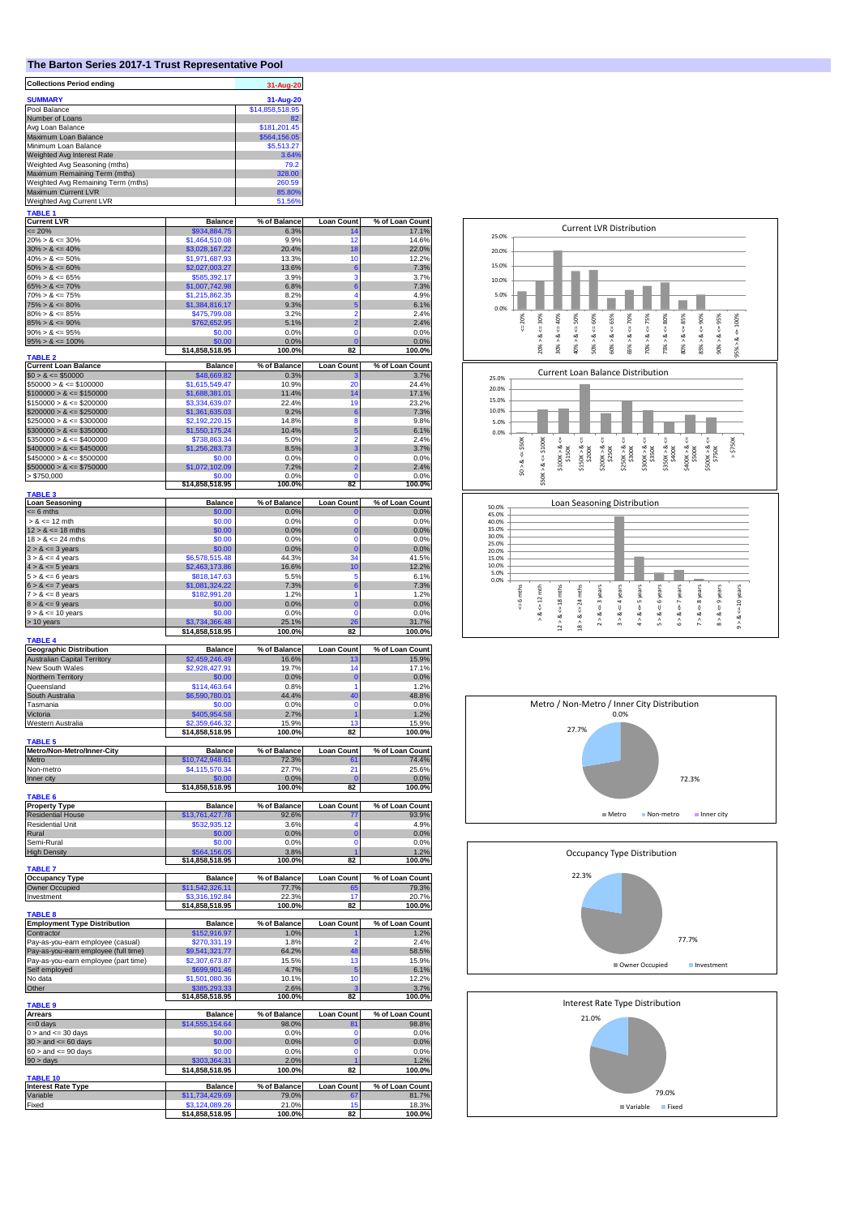# The Barton Series 2017-1 Trust Representative Pool

| Collections Period ending | 31-Aug-20 |
|---|---|

| SUMMARY | 31-Aug-20 |
|---|---|
| Pool Balance | $14,858,518.95 |
| Number of Loans | 82 |
| Avg Loan Balance | $181,201.45 |
| Maximum Loan Balance | $564,156.05 |
| Minimum Loan Balance | $5,513.27 |
| Weighted Avg Interest Rate | 3.64% |
| Weighted Avg Seasoning (mths) | 79.2 |
| Maximum Remaining Term (mths) | 328.00 |
| Weighted Avg Remaining Term (mths) | 260.59 |
| Maximum Current LVR | 85.80% |
| Weighted Avg Current LVR | 51.56% |

TABLE 1

| Current LVR | Balance | % of Balance | Loan Count | % of Loan Count |
|---|---|---|---|---|
| <= 20% | $934,884.75 | 6.3% | 14 | 17.1% |
| 20% > & <= 30% | $1,464,510.08 | 9.9% | 12 | 14.6% |
| 30% > & <= 40% | $3,028,167.22 | 20.4% | 18 | 22.0% |
| 40% > & <= 50% | $1,971,687.93 | 13.3% | 10 | 12.2% |
| 50% > & <= 60% | $2,027,003.27 | 13.6% | 6 | 7.3% |
| 60% > & <= 65% | $585,392.17 | 3.9% | 3 | 3.7% |
| 65% > & <= 70% | $1,007,742.98 | 6.8% | 6 | 7.3% |
| 70% > & <= 75% | $1,215,862.35 | 8.2% | 4 | 4.9% |
| 75% > & <= 80% | $1,384,816.17 | 9.3% | 5 | 6.1% |
| 80% > & <= 85% | $475,799.08 | 3.2% | 2 | 2.4% |
| 85% > & <= 90% | $762,652.95 | 5.1% | 2 | 2.4% |
| 90% > & <= 95% | $0.00 | 0.0% | 0 | 0.0% |
| 95% > & <= 100% | $0.00 | 0.0% | 0 | 0.0% |
| | $14,858,518.95 | 100.0% | 82 | 100.0% |

TABLE 2

| Current Loan Balance | Balance | % of Balance | Loan Count | % of Loan Count |
|---|---|---|---|---|
| $0 > & <= $50000 | $48,669.82 | 0.3% | 3 | 3.7% |
| $50000 > & <= $100000 | $1,615,549.47 | 10.9% | 20 | 24.4% |
| $100000 > & <= $150000 | $1,688,381.01 | 11.4% | 14 | 17.1% |
| $150000 > & <= $200000 | $3,334,639.07 | 22.4% | 19 | 23.2% |
| $200000 > & <= $250000 | $1,361,635.03 | 9.2% | 6 | 7.3% |
| $250000 > & <= $300000 | $2,192,220.15 | 14.8% | 8 | 9.8% |
| $300000 > & <= $350000 | $1,550,175.24 | 10.4% | 5 | 6.1% |
| $350000 > & <= $400000 | $738,863.34 | 5.0% | 2 | 2.4% |
| $400000 > & <= $450000 | $1,256,283.73 | 8.5% | 3 | 3.7% |
| $450000 > & <= $500000 | $0.00 | 0.0% | 0 | 0.0% |
| $500000 > & <= $750000 | $1,072,102.09 | 7.2% | 2 | 2.4% |
| > $750,000 | $0.00 | 0.0% | 0 | 0.0% |
| | $14,858,518.95 | 100.0% | 82 | 100.0% |

TABLE 3

| Loan Seasoning | Balance | % of Balance | Loan Count | % of Loan Count |
|---|---|---|---|---|
| <= 6 mths | $0.00 | 0.0% | 0 | 0.0% |
| > & <= 12 mth | $0.00 | 0.0% | 0 | 0.0% |
| 12 > & <= 18 mths | $0.00 | 0.0% | 0 | 0.0% |
| 18 > & <= 24 mths | $0.00 | 0.0% | 0 | 0.0% |
| 2 > & <= 3 years | $0.00 | 0.0% | 0 | 0.0% |
| 3 > & <= 4 years | $6,578,515.48 | 44.3% | 34 | 41.5% |
| 4 > & <= 5 years | $2,463,173.86 | 16.6% | 10 | 12.2% |
| 5 > & <= 6 years | $818,147.63 | 5.5% | 5 | 6.1% |
| 6 > & <= 7 years | $1,081,324.22 | 7.3% | 6 | 7.3% |
| 7 > & <= 8 years | $182,991.28 | 1.2% | 1 | 1.2% |
| 8 > & <= 9 years | $0.00 | 0.0% | 0 | 0.0% |
| 9 > & <= 10 years | $0.00 | 0.0% | 0 | 0.0% |
| > 10 years | $3,734,366.48 | 25.1% | 26 | 31.7% |
| | $14,858,518.95 | 100.0% | 82 | 100.0% |

TABLE 4

| Geographic Distribution | Balance | % of Balance | Loan Count | % of Loan Count |
|---|---|---|---|---|
| Australian Capital Territory | $2,459,246.49 | 16.6% | 13 | 15.9% |
| New South Wales | $2,928,427.91 | 19.7% | 14 | 17.1% |
| Northern Territory | $0.00 | 0.0% | 0 | 0.0% |
| Queensland | $114,463.64 | 0.8% | 1 | 1.2% |
| South Australia | $6,590,780.01 | 44.4% | 40 | 48.8% |
| Tasmania | $0.00 | 0.0% | 0 | 0.0% |
| Victoria | $405,954.58 | 2.7% | 1 | 1.2% |
| Western Australia | $2,359,646.32 | 15.9% | 13 | 15.9% |
| | $14,858,518.95 | 100.0% | 82 | 100.0% |

TABLE 5

| Metro/Non-Metro/Inner-City | Balance | % of Balance | Loan Count | % of Loan Count |
|---|---|---|---|---|
| Metro | $10,742,948.61 | 72.3% | 61 | 74.4% |
| Non-metro | $4,115,570.34 | 27.7% | 21 | 25.6% |
| Inner city | $0.00 | 0.0% | 0 | 0.0% |
| | $14,858,518.95 | 100.0% | 82 | 100.0% |

TABLE 6

| Property Type | Balance | % of Balance | Loan Count | % of Loan Count |
|---|---|---|---|---|
| Residential House | $13,761,427.78 | 92.6% | 77 | 93.9% |
| Residential Unit | $532,935.12 | 3.6% | 4 | 4.9% |
| Rural | $0.00 | 0.0% | 0 | 0.0% |
| Semi-Rural | $0.00 | 0.0% | 0 | 0.0% |
| High Density | $564,156.05 | 3.8% | 1 | 1.2% |
| | $14,858,518.95 | 100.0% | 82 | 100.0% |

TABLE 7

| Occupancy Type | Balance | % of Balance | Loan Count | % of Loan Count |
|---|---|---|---|---|
| Owner Occupied | $11,542,326.11 | 77.7% | 65 | 79.3% |
| Investment | $3,316,192.84 | 22.3% | 17 | 20.7% |
| | $14,858,518.95 | 100.0% | 82 | 100.0% |

TABLE 8

| Employment Type Distribution | Balance | % of Balance | Loan Count | % of Loan Count |
|---|---|---|---|---|
| Contractor | $152,916.97 | 1.0% | 1 | 1.2% |
| Pay-as-you-earn employee (casual) | $270,331.19 | 1.8% | 2 | 2.4% |
| Pay-as-you-earn employee (full time) | $9,541,321.77 | 64.2% | 48 | 58.5% |
| Pay-as-you-earn employee (part time) | $2,307,673.87 | 15.5% | 13 | 15.9% |
| Self employed | $699,901.46 | 4.7% | 5 | 6.1% |
| No data | $1,501,080.36 | 10.1% | 10 | 12.2% |
| Other | $385,293.33 | 2.6% | 3 | 3.7% |
| | $14,858,518.95 | 100.0% | 82 | 100.0% |

TABLE 9

| Arrears | Balance | % of Balance | Loan Count | % of Loan Count |
|---|---|---|---|---|
| <=0 days | $14,555,154.64 | 98.0% | 81 | 98.8% |
| 0 > and <= 30 days | $0.00 | 0.0% | 0 | 0.0% |
| 30 > and <= 60 days | $0.00 | 0.0% | 0 | 0.0% |
| 60 > and <= 90 days | $0.00 | 0.0% | 0 | 0.0% |
| 90 > days | $303,364.31 | 2.0% | 1 | 1.2% |
| | $14,858,518.95 | 100.0% | 82 | 100.0% |

TABLE 10

| Interest Rate Type | Balance | % of Balance | Loan Count | % of Loan Count |
|---|---|---|---|---|
| Variable | $11,734,429.69 | 79.0% | 67 | 81.7% |
| Fixed | $3,124,089.26 | 21.0% | 15 | 18.3% |
| | $14,858,518.95 | 100.0% | 82 | 100.0% |

Current LVR Distribution
25.0%
20.0%
15.0%
10.0%
5.0%
0.0%
<= 20%
20% > & <= 30%
30% > & <= 40%
40% > & <= 50%
50% > & <= 60%
60% > & <= 65%
65% > & <= 70%
70% > & <= 75%
75% > & <= 80%
80% > & <= 85%
85% > & <= 90%
90% > & <= 95%
95% > & <= 100%

Current Loan Balance Distribution
25.0%
20.0%
15.0%
10.0%
5.0%
0.0%
$0 > & <= $50K
$50K > & <= $100K
$100K > & <= $150K
$150K > & <= $200K
$200K > & <= $250K
$250K > & <= $300K
$300K > & <= $350K
$350K > & <= $400K
$400K > & <= $500K
$500K > & <= $750K
> $750K

Loan Seasoning Distribution
50.0%
45.0%
40.0%
35.0%
30.0%
25.0%
20.0%
15.0%
10.0%
5.0%
0.0%
<= 6 mths
> & <= 12 mth
12 > & <= 18 mths
18 > & <= 24 mths
2 > & <= 3 years
3 > & <= 4 years
4 > & <= 5 years
5 > & <= 6 years
6 > & <= 7 years
7 > & <= 8 years
8 > & <= 9 years
9 > & <= 10 years

Metro / Non-Metro / Inner City Distribution
0.0%
27.7%
72.3%
Metro
Non-metro
Inner city

Occupancy Type Distribution
22.3%
77.7%
Owner Occupied
Investment

Interest Rate Type Distribution
21.0%
79.0%
Variable
Fixed